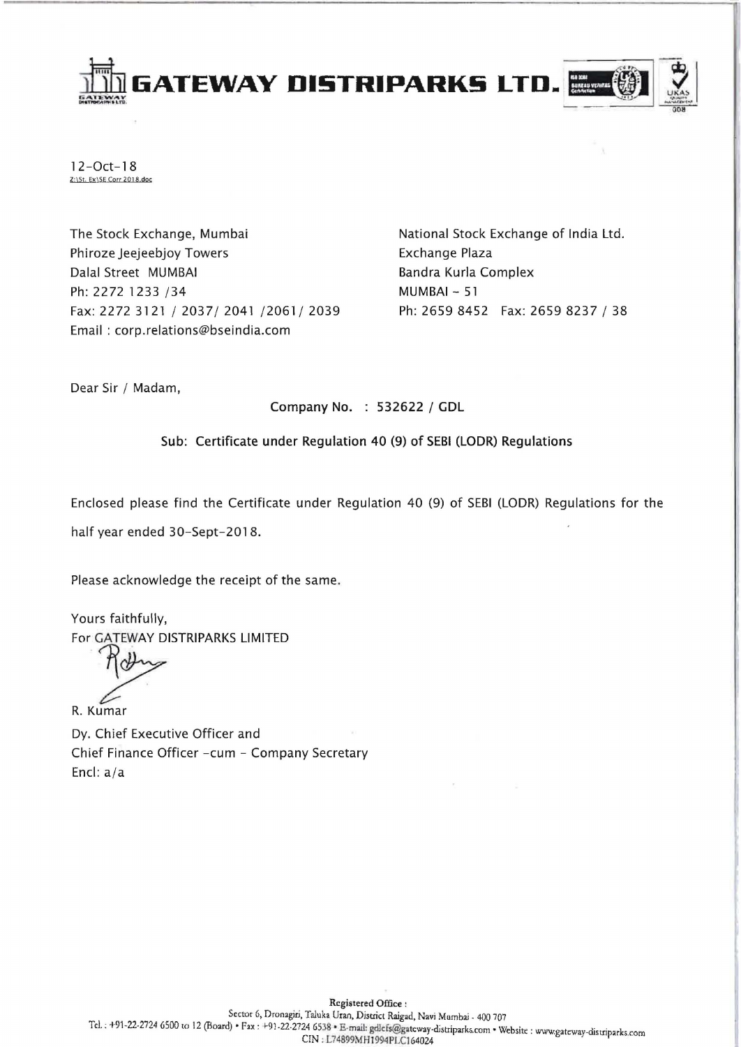# GATEWAY DISTRIPARKS LTD.

12-Oct-18
Z:\St. Ex\SE Corr 2018.doc

The Stock Exchange, Mumbai
Phiroze Jeejeebjoy Towers
Dalal Street MUMBAI
Ph: 2272 1233 /34
Fax: 2272 3121 / 2037/ 2041 /2061/ 2039
Email : corp.relations@bseindia.com

National Stock Exchange of India Ltd.
Exchange Plaza
Bandra Kurla Complex
MUMBAI – 51
Ph: 2659 8452 Fax: 2659 8237 / 38

Dear Sir / Madam,

**Company No. : 532622 / GDL**

**Sub: Certificate under Regulation 40 (9) of SEBI (LODR) Regulations**

Enclosed please find the Certificate under Regulation 40 (9) of SEBI (LODR) Regulations for the half year ended 30-Sept-2018.

Please acknowledge the receipt of the same.

Yours faithfully,
For GATEWAY DISTRIPARKS LIMITED

R. Kumar
Dy. Chief Executive Officer and
Chief Finance Officer -cum - Company Secretary
Encl: a/a

**Registered Office :**
Sector 6, Dronagiri, Taluka Uran, District Raigad, Navi Mumbai - 400 707
Tel. : +91-22-2724 6500 to 12 (Board) • Fax : +91-22-2724 6538 • E-mail: gdlcfs@gateway-distriparks.com • Website : www.gateway-distriparks.com
CIN : L74899MH1994PLC164024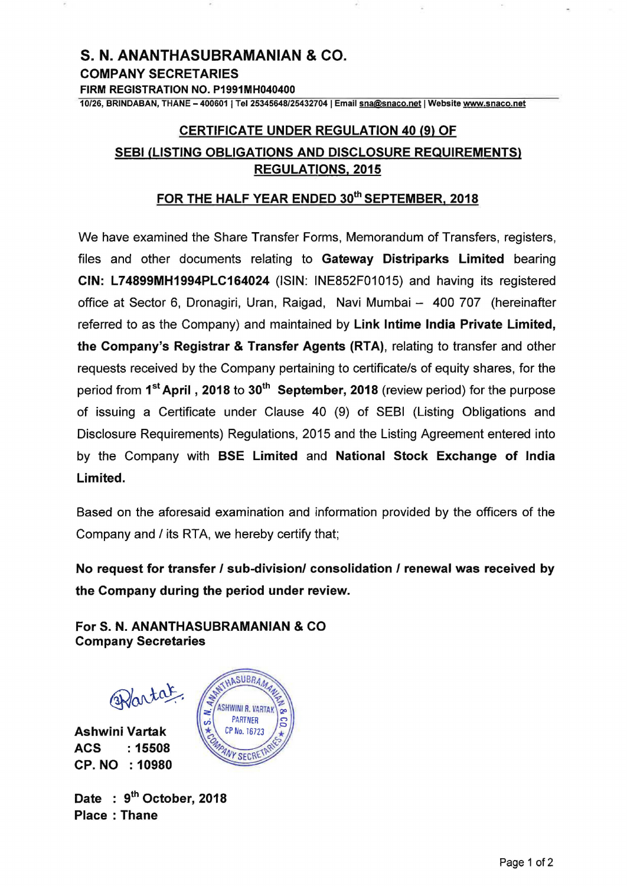# S. N. ANANTHASUBRAMANIAN & CO.

**COMPANY SECRETARIES**

**FIRM REGISTRATION NO. P1991MH040400**

10/26, BRINDABAN, THANE – 400601 | Tel 25345648/25432704 | Email sna@snaco.net | Website www.snaco.net

## CERTIFICATE UNDER REGULATION 40 (9) OF SEBI (LISTING OBLIGATIONS AND DISCLOSURE REQUIREMENTS) REGULATIONS, 2015

## FOR THE HALF YEAR ENDED 30th SEPTEMBER, 2018

We have examined the Share Transfer Forms, Memorandum of Transfers, registers, files and other documents relating to **Gateway Distriparks Limited** bearing **CIN: L74899MH1994PLC164024** (ISIN: INE852F01015) and having its registered office at Sector 6, Dronagiri, Uran, Raigad, Navi Mumbai – 400 707 (hereinafter referred to as the Company) and maintained by **Link Intime India Private Limited, the Company's Registrar & Transfer Agents (RTA)**, relating to transfer and other requests received by the Company pertaining to certificate/s of equity shares, for the period from **1st April , 2018** to **30th September, 2018** (review period) for the purpose of issuing a Certificate under Clause 40 (9) of SEBI (Listing Obligations and Disclosure Requirements) Regulations, 2015 and the Listing Agreement entered into by the Company with **BSE Limited** and **National Stock Exchange of India Limited.**

Based on the aforesaid examination and information provided by the officers of the Company and / its RTA, we hereby certify that;

**No request for transfer / sub-division/ consolidation / renewal was received by the Company during the period under review.**

**For S. N. ANANTHASUBRAMANIAN & CO**
**Company Secretaries**

**Ashwini Vartak**
**ACS : 15508**
**CP. NO : 10980**

**Date : 9th October, 2018**
**Place : Thane**